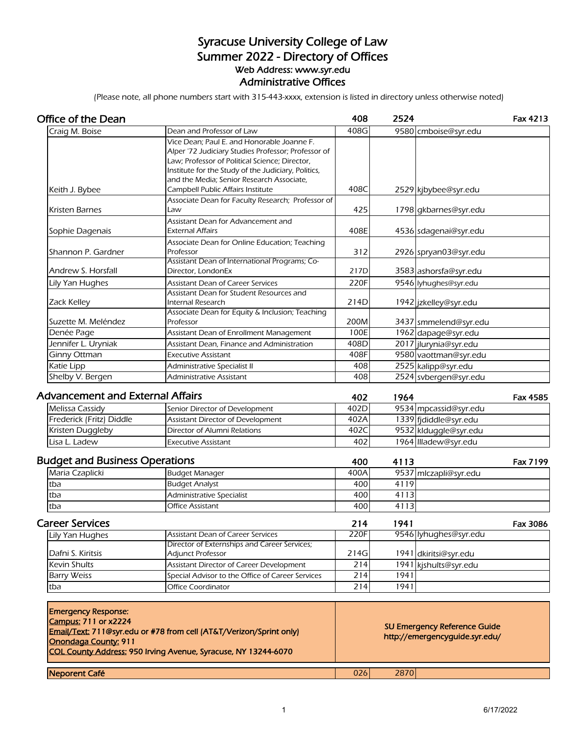# Syracuse University College of Law
## Summer 2022 - Directory of Offices
### Web Address: www.syr.edu
### Administrative Offices

*(Please note, all phone numbers start with 315-443-xxxx, extension is listed in directory unless otherwise noted)*

## Office of the Dean — 408 — 2524 — Fax 4213

| Name | Title | Room | Ext. | Email |
|---|---|---|---|---|
| Craig M. Boise | Dean and Professor of Law | 408G | 9580 | cmboise@syr.edu |
| Keith J. Bybee | Vice Dean; Paul E. and Honorable Joanne F. Alper '72 Judiciary Studies Professor; Professor of Law; Professor of Political Science; Director, Institute for the Study of the Judiciary, Politics, and the Media; Senior Research Associate, Campbell Public Affairs Institute | 408C | 2529 | kjbybee@syr.edu |
| Kristen Barnes | Associate Dean for Faculty Research; Professor of Law | 425 | 1798 | gkbarnes@syr.edu |
| Sophie Dagenais | Assistant Dean for Advancement and External Affairs | 408E | 4536 | sdagenai@syr.edu |
| Shannon P. Gardner | Associate Dean for Online Education; Teaching Professor | 312 | 2926 | spryan03@syr.edu |
| Andrew S. Horsfall | Assistant Dean of International Programs; Co-Director, LondonEx | 217D | 3583 | ashorsfa@syr.edu |
| Lily Yan Hughes | Assistant Dean of Career Services | 220F | 9546 | lyhughes@syr.edu |
| Zack Kelley | Assistant Dean for Student Resources and Internal Research | 214D | 1942 | jzkelley@syr.edu |
| Suzette M. Meléndez | Associate Dean for Equity & Inclusion; Teaching Professor | 200M | 3437 | smmelend@syr.edu |
| Denée Page | Assistant Dean of Enrollment Management | 100E | 1962 | dapage@syr.edu |
| Jennifer L. Uryniak | Assistant Dean, Finance and Administration | 408D | 2017 | jlurynia@syr.edu |
| Ginny Ottman | Executive Assistant | 408F | 9580 | vaottman@syr.edu |
| Katie Lipp | Administrative Specialist II | 408 | 2525 | kalipp@syr.edu |
| Shelby V. Bergen | Administrative Assistant | 408 | 2524 | svbergen@syr.edu |

## Advancement and External Affairs — 402 — 1964 — Fax 4585

| Name | Title | Room | Ext. | Email |
|---|---|---|---|---|
| Melissa Cassidy | Senior Director of Development | 402D | 9534 | mpcassid@syr.edu |
| Frederick (Fritz) Diddle | Assistant Director of Development | 402A | 1339 | fjdiddle@syr.edu |
| Kristen Duggleby | Director of Alumni Relations | 402C | 9532 | klduggle@syr.edu |
| Lisa L. Ladew | Executive Assistant | 402 | 1964 | llladew@syr.edu |

## Budget and Business Operations — 400 — 4113 — Fax 7199

| Name | Title | Room | Ext. | Email |
|---|---|---|---|---|
| Maria Czaplicki | Budget Manager | 400A | 9537 | mlczapli@syr.edu |
| tba | Budget Analyst | 400 | 4119 | |
| tba | Administrative Specialist | 400 | 4113 | |
| tba | Office Assistant | 400 | 4113 | |

## Career Services — 214 — 1941 — Fax 3086

| Name | Title | Room | Ext. | Email |
|---|---|---|---|---|
| Lily Yan Hughes | Assistant Dean of Career Services | 220F | 9546 | lyhughes@syr.edu |
| Dafni S. Kiritsis | Director of Externships and Career Services; Adjunct Professor | 214G | 1941 | dkiritsi@syr.edu |
| Kevin Shults | Assistant Director of Career Development | 214 | 1941 | kjshults@syr.edu |
| Barry Weiss | Special Advisor to the Office of Career Services | 214 | 1941 | |
| tba | Office Coordinator | 214 | 1941 | |

**Emergency Response:**
**Campus:** 711 or x2224
**Email/Text:** 711@syr.edu or #78 from cell (AT&T/Verizon/Sprint only)
**Onondaga County:** 911
**COL County Address:** 950 Irving Avenue, Syracuse, NY 13244-6070

**SU Emergency Reference Guide**
**http://emergencyguide.syr.edu/**

| Neporent Café | | 026 | 2870 | |
|---|---|---|---|---|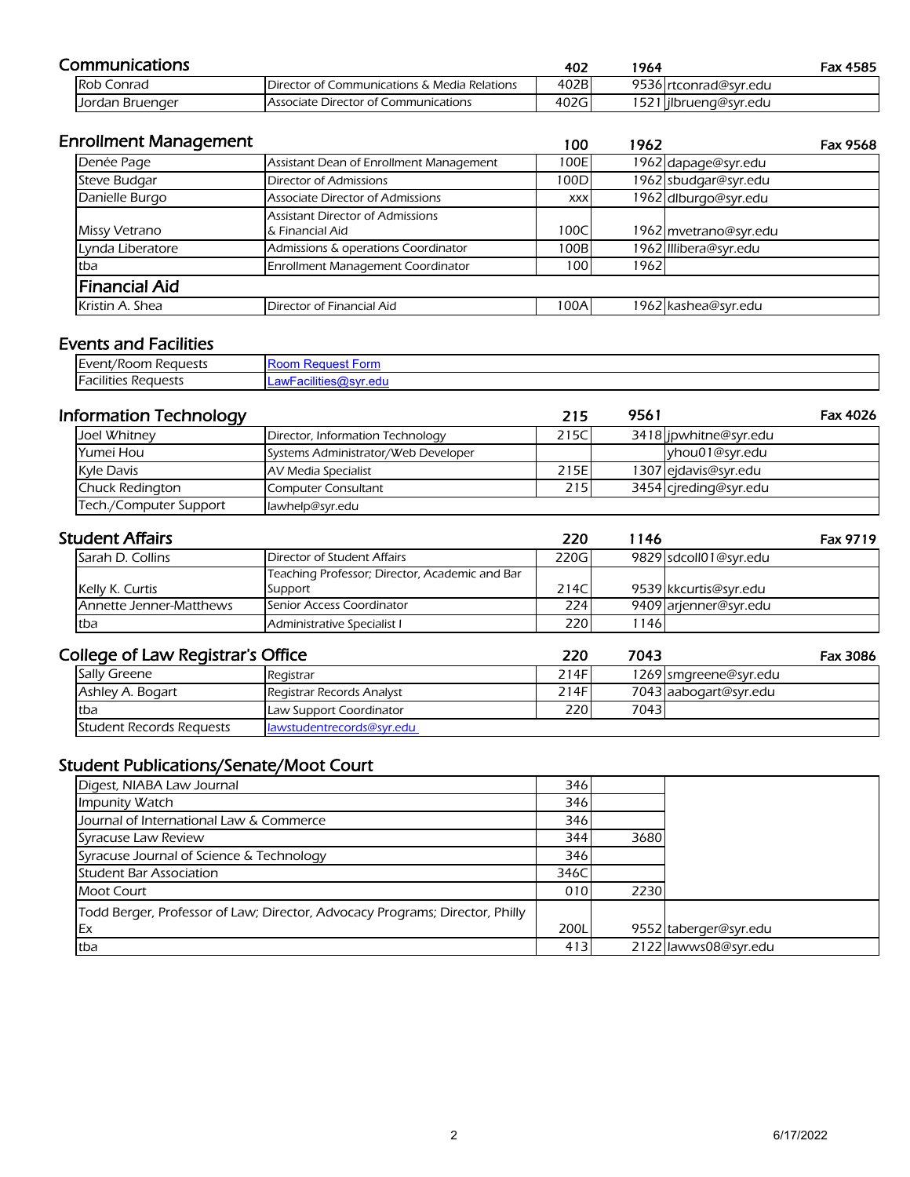## Communications

| | | 402 | 1964 | Fax 4585 |
|---|---|---|---|---|
| Rob Conrad | Director of Communications & Media Relations | 402B | 9536 | rtconrad@syr.edu |
| Jordan Bruenger | Associate Director of Communications | 402G | 1521 | jlbrueng@syr.edu |

## Enrollment Management

| | | 100 | 1962 | Fax 9568 |
|---|---|---|---|---|
| Denée Page | Assistant Dean of Enrollment Management | 100E | 1962 | dapage@syr.edu |
| Steve Budgar | Director of Admissions | 100D | 1962 | sbudgar@syr.edu |
| Danielle Burgo | Associate Director of Admissions | xxx | 1962 | dlburgo@syr.edu |
| Missy Vetrano | Assistant Director of Admissions & Financial Aid | 100C | 1962 | mvetrano@syr.edu |
| Lynda Liberatore | Admissions & operations Coordinator | 100B | 1962 | lllibera@syr.edu |
| tba | Enrollment Management Coordinator | 100 | 1962 | |
| **Financial Aid** | | | | |
| Kristin A. Shea | Director of Financial Aid | 100A | 1962 | kashea@syr.edu |

## Events and Facilities

| | |
|---|---|
| Event/Room Requests | Room Request Form |
| Facilities Requests | LawFacilities@syr.edu |

## Information Technology

| | | 215 | 9561 | Fax 4026 |
|---|---|---|---|---|
| Joel Whitney | Director, Information Technology | 215C | 3418 | jpwhitne@syr.edu |
| Yumei Hou | Systems Administrator/Web Developer | | | yhou01@syr.edu |
| Kyle Davis | AV Media Specialist | 215E | 1307 | ejdavis@syr.edu |
| Chuck Redington | Computer Consultant | 215 | 3454 | cjreding@syr.edu |
| Tech./Computer Support | lawhelp@syr.edu | | | |

## Student Affairs

| | | 220 | 1146 | Fax 9719 |
|---|---|---|---|---|
| Sarah D. Collins | Director of Student Affairs | 220G | 9829 | sdcoll01@syr.edu |
| Kelly K. Curtis | Teaching Professor; Director, Academic and Bar Support | 214C | 9539 | kkcurtis@syr.edu |
| Annette Jenner-Matthews | Senior Access Coordinator | 224 | 9409 | arjenner@syr.edu |
| tba | Administrative Specialist I | 220 | 1146 | |

## College of Law Registrar's Office

| | | 220 | 7043 | Fax 3086 |
|---|---|---|---|---|
| Sally Greene | Registrar | 214F | 1269 | smgreene@syr.edu |
| Ashley A. Bogart | Registrar Records Analyst | 214F | 7043 | aabogart@syr.edu |
| tba | Law Support Coordinator | 220 | 7043 | |
| Student Records Requests | lawstudentrecords@syr.edu | | | |

## Student Publications/Senate/Moot Court

| | | | |
|---|---|---|---|
| Digest, NIABA Law Journal | 346 | | |
| Impunity Watch | 346 | | |
| Journal of International Law & Commerce | 346 | | |
| Syracuse Law Review | 344 | 3680 | |
| Syracuse Journal of Science & Technology | 346 | | |
| Student Bar Association | 346C | | |
| Moot Court | 010 | 2230 | |
| Todd Berger, Professor of Law; Director, Advocacy Programs; Director, Philly Ex | 200L | 9552 | taberger@syr.edu |
| tba | 413 | 2122 | lawws08@syr.edu |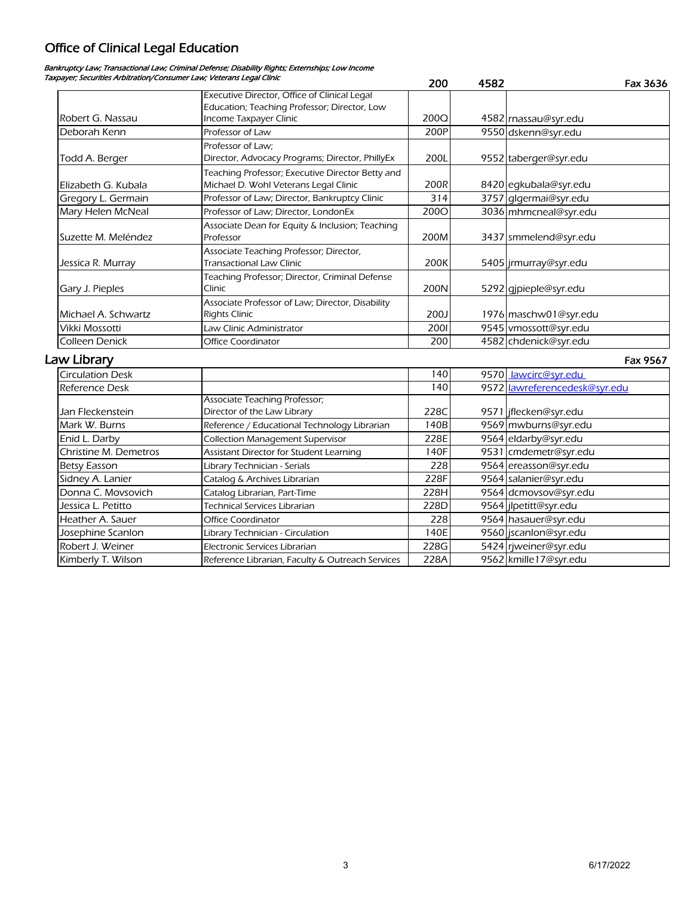## Office of Clinical Legal Education

*Bankruptcy Law; Transactional Law; Criminal Defense; Disability Rights; Externships; Low Income Taxpayer; Securities Arbitration/Consumer Law; Veterans Legal Clinic*

**200 | 4582 | Fax 3636**

| Name | Title | Room | Phone | Email |
|---|---|---|---|---|
| Robert G. Nassau | Executive Director, Office of Clinical Legal Education; Teaching Professor; Director, Low Income Taxpayer Clinic | 200Q | 4582 | rnassau@syr.edu |
| Deborah Kenn | Professor of Law | 200P | 9550 | dskenn@syr.edu |
| Todd A. Berger | Professor of Law; Director, Advocacy Programs; Director, PhillyEx | 200L | 9552 | taberger@syr.edu |
| Elizabeth G. Kubala | Teaching Professor; Executive Director Betty and Michael D. Wohl Veterans Legal Clinic | 200R | 8420 | egkubala@syr.edu |
| Gregory L. Germain | Professor of Law; Director, Bankruptcy Clinic | 314 | 3757 | glgermai@syr.edu |
| Mary Helen McNeal | Professor of Law; Director, LondonEx | 200O | 3036 | mhmcneal@syr.edu |
| Suzette M. Meléndez | Associate Dean for Equity & Inclusion; Teaching Professor | 200M | 3437 | smmelend@syr.edu |
| Jessica R. Murray | Associate Teaching Professor; Director, Transactional Law Clinic | 200K | 5405 | jrmurray@syr.edu |
| Gary J. Pieples | Teaching Professor; Director, Criminal Defense Clinic | 200N | 5292 | gjpieple@syr.edu |
| Michael A. Schwartz | Associate Professor of Law; Director, Disability Rights Clinic | 200J | 1976 | maschw01@syr.edu |
| Vikki Mossotti | Law Clinic Administrator | 200I | 9545 | vmossott@syr.edu |
| Colleen Denick | Office Coordinator | 200 | 4582 | chdenick@syr.edu |

## Law Library

**Fax 9567**

| Name | Title | Room | Phone | Email |
|---|---|---|---|---|
| Circulation Desk | | 140 | 9570 | lawcirc@syr.edu |
| Reference Desk | | 140 | 9572 | lawreferencedesk@syr.edu |
| Jan Fleckenstein | Associate Teaching Professor; Director of the Law Library | 228C | 9571 | jflecken@syr.edu |
| Mark W. Burns | Reference / Educational Technology Librarian | 140B | 9569 | mwburns@syr.edu |
| Enid L. Darby | Collection Management Supervisor | 228E | 9564 | eldarby@syr.edu |
| Christine M. Demetros | Assistant Director for Student Learning | 140F | 9531 | cmdemetr@syr.edu |
| Betsy Easson | Library Technician - Serials | 228 | 9564 | ereasson@syr.edu |
| Sidney A. Lanier | Catalog & Archives Librarian | 228F | 9564 | salanier@syr.edu |
| Donna C. Movsovich | Catalog Librarian, Part-Time | 228H | 9564 | dcmovsov@syr.edu |
| Jessica L. Petitto | Technical Services Librarian | 228D | 9564 | jlpetitt@syr.edu |
| Heather A. Sauer | Office Coordinator | 228 | 9564 | hasauer@syr.edu |
| Josephine Scanlon | Library Technician - Circulation | 140E | 9560 | jscanlon@syr.edu |
| Robert J. Weiner | Electronic Services Librarian | 228G | 5424 | rjweiner@syr.edu |
| Kimberly T. Wilson | Reference Librarian, Faculty & Outreach Services | 228A | 9562 | kmille17@syr.edu |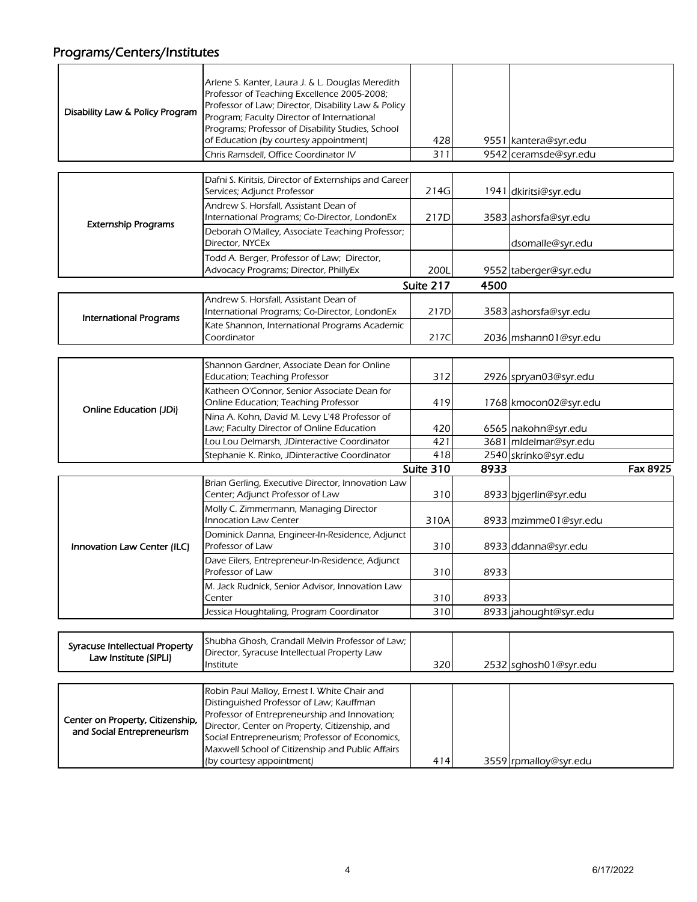## Programs/Centers/Institutes

| Program | Name/Title | Room | Ext. | Email |
|---|---|---|---|---|
| Disability Law & Policy Program | Arlene S. Kanter, Laura J. & L. Douglas Meredith Professor of Teaching Excellence 2005-2008; Professor of Law; Director, Disability Law & Policy Program; Faculty Director of International Programs; Professor of Disability Studies, School of Education (by courtesy appointment) | 428 | 9551 | kantera@syr.edu |
| | Chris Ramsdell, Office Coordinator IV | 311 | 9542 | ceramsde@syr.edu |
| Externship Programs | Dafni S. Kiritsis, Director of Externships and Career Services; Adjunct Professor | 214G | 1941 | dkiritsi@syr.edu |
| | Andrew S. Horsfall, Assistant Dean of International Programs; Co-Director, LondonEx | 217D | 3583 | ashorsfa@syr.edu |
| | Deborah O'Malley, Associate Teaching Professor; Director, NYCEx | | | dsomalle@syr.edu |
| | Todd A. Berger, Professor of Law; Director, Advocacy Programs; Director, PhillyEx | 200L | 9552 | taberger@syr.edu |
| | | **Suite 217** | **4500** | |
| International Programs | Andrew S. Horsfall, Assistant Dean of International Programs; Co-Director, LondonEx | 217D | 3583 | ashorsfa@syr.edu |
| | Kate Shannon, International Programs Academic Coordinator | 217C | 2036 | mshann01@syr.edu |
| Online Education (JDi) | Shannon Gardner, Associate Dean for Online Education; Teaching Professor | 312 | 2926 | spryan03@syr.edu |
| | Katheen O'Connor, Senior Associate Dean for Online Education; Teaching Professor | 419 | 1768 | kmocon02@syr.edu |
| | Nina A. Kohn, David M. Levy L'48 Professor of Law; Faculty Director of Online Education | 420 | 6565 | nakohn@syr.edu |
| | Lou Lou Delmarsh, JDinteractive Coordinator | 421 | 3681 | mldelmar@syr.edu |
| | Stephanie K. Rinko, JDinteractive Coordinator | 418 | 2540 | skrinko@syr.edu |
| | | **Suite 310** | **8933** | **Fax 8925** |
| Innovation Law Center (ILC) | Brian Gerling, Executive Director, Innovation Law Center; Adjunct Professor of Law | 310 | 8933 | bjgerlin@syr.edu |
| | Molly C. Zimmermann, Managing Director Innocation Law Center | 310A | 8933 | mzimme01@syr.edu |
| | Dominick Danna, Engineer-In-Residence, Adjunct Professor of Law | 310 | 8933 | ddanna@syr.edu |
| | Dave Eilers, Entrepreneur-In-Residence, Adjunct Professor of Law | 310 | 8933 | |
| | M. Jack Rudnick, Senior Advisor, Innovation Law Center | 310 | 8933 | |
| | Jessica Houghtaling, Program Coordinator | 310 | 8933 | jahought@syr.edu |
| Syracuse Intellectual Property Law Institute (SIPLI) | Shubha Ghosh, Crandall Melvin Professor of Law; Director, Syracuse Intellectual Property Law Institute | 320 | 2532 | sghosh01@syr.edu |
| Center on Property, Citizenship, and Social Entrepreneurism | Robin Paul Malloy, Ernest I. White Chair and Distinguished Professor of Law; Kauffman Professor of Entrepreneurship and Innovation; Director, Center on Property, Citizenship, and Social Entrepreneurism; Professor of Economics, Maxwell School of Citizenship and Public Affairs (by courtesy appointment) | 414 | 3559 | rpmalloy@syr.edu |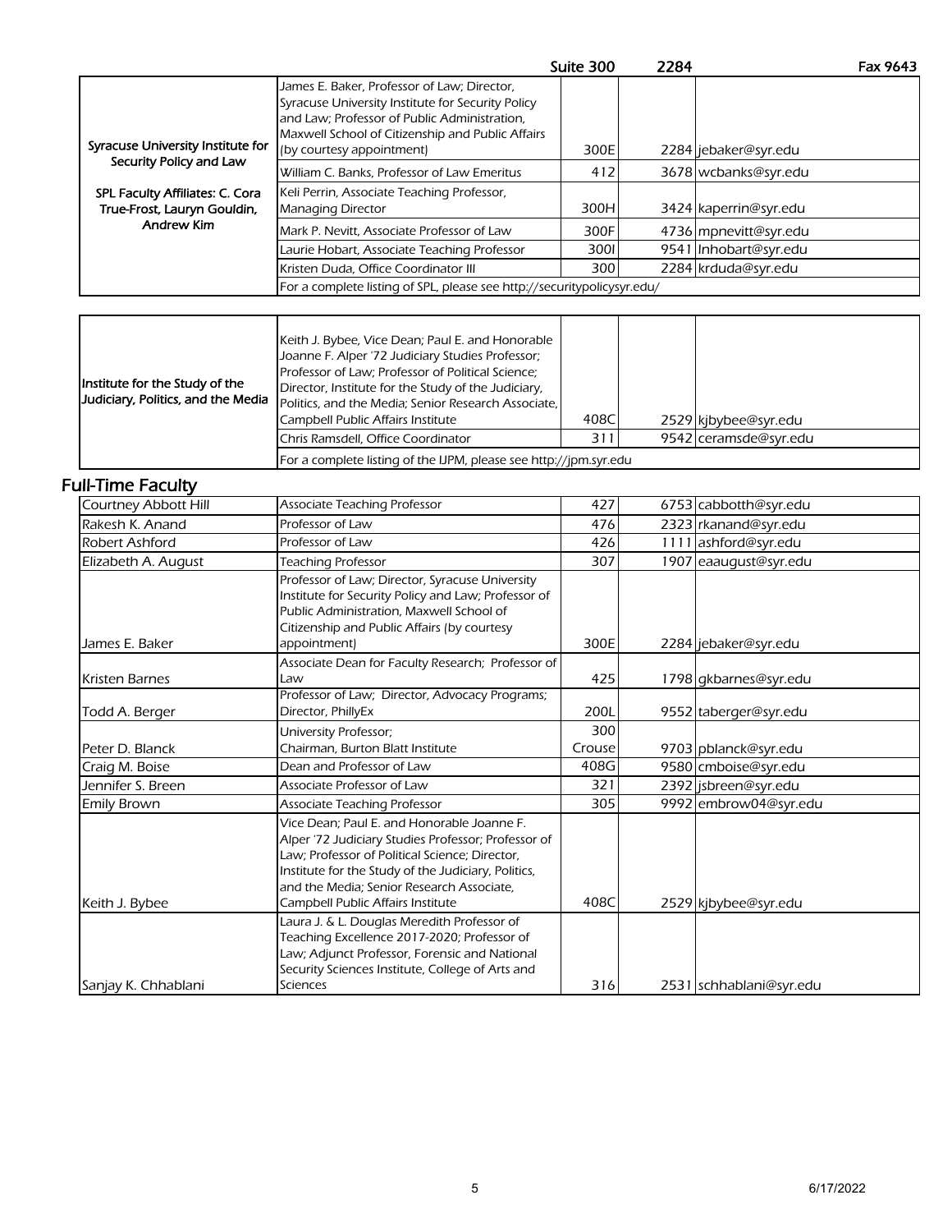| | | Suite 300 | 2284 | Fax 9643 |
|---|---|---|---|---|
| Syracuse University Institute for Security Policy and Law<br><br>SPL Faculty Affiliates: C. Cora True-Frost, Lauryn Gouldin, Andrew Kim | James E. Baker, Professor of Law; Director, Syracuse University Institute for Security Policy and Law; Professor of Public Administration, Maxwell School of Citizenship and Public Affairs (by courtesy appointment) | 300E | 2284 | jebaker@syr.edu |
| | William C. Banks, Professor of Law Emeritus | 412 | 3678 | wcbanks@syr.edu |
| | Keli Perrin, Associate Teaching Professor, Managing Director | 300H | 3424 | kaperrin@syr.edu |
| | Mark P. Nevitt, Associate Professor of Law | 300F | 4736 | mpnevitt@syr.edu |
| | Laurie Hobart, Associate Teaching Professor | 300I | 9541 | lnhobart@syr.edu |
| | Kristen Duda, Office Coordinator III | 300 | 2284 | krduda@syr.edu |
| | For a complete listing of SPL, please see http://securitypolicysyr.edu/ | | | |

| | | | | |
|---|---|---|---|---|
| Institute for the Study of the Judiciary, Politics, and the Media | Keith J. Bybee, Vice Dean; Paul E. and Honorable Joanne F. Alper '72 Judiciary Studies Professor; Professor of Law; Professor of Political Science; Director, Institute for the Study of the Judiciary, Politics, and the Media; Senior Research Associate, Campbell Public Affairs Institute | 408C | 2529 | kjbybee@syr.edu |
| | Chris Ramsdell, Office Coordinator | 311 | 9542 | ceramsde@syr.edu |
| | For a complete listing of the IJPM, please see http://jpm.syr.edu | | | |

## Full-Time Faculty

| Name | Title | Room | Ext. | Email |
|---|---|---|---|---|
| Courtney Abbott Hill | Associate Teaching Professor | 427 | 6753 | cabbotth@syr.edu |
| Rakesh K. Anand | Professor of Law | 476 | 2323 | rkanand@syr.edu |
| Robert Ashford | Professor of Law | 426 | 1111 | ashford@syr.edu |
| Elizabeth A. August | Teaching Professor | 307 | 1907 | eaaugust@syr.edu |
| James E. Baker | Professor of Law; Director, Syracuse University Institute for Security Policy and Law; Professor of Public Administration, Maxwell School of Citizenship and Public Affairs (by courtesy appointment) | 300E | 2284 | jebaker@syr.edu |
| Kristen Barnes | Associate Dean for Faculty Research; Professor of Law | 425 | 1798 | gkbarnes@syr.edu |
| Todd A. Berger | Professor of Law; Director, Advocacy Programs; Director, PhillyEx | 200L | 9552 | taberger@syr.edu |
| Peter D. Blanck | University Professor; Chairman, Burton Blatt Institute | 300 Crouse | 9703 | pblanck@syr.edu |
| Craig M. Boise | Dean and Professor of Law | 408G | 9580 | cmboise@syr.edu |
| Jennifer S. Breen | Associate Professor of Law | 321 | 2392 | jsbreen@syr.edu |
| Emily Brown | Associate Teaching Professor | 305 | 9992 | embrow04@syr.edu |
| Keith J. Bybee | Vice Dean; Paul E. and Honorable Joanne F. Alper '72 Judiciary Studies Professor; Professor of Law; Professor of Political Science; Director, Institute for the Study of the Judiciary, Politics, and the Media; Senior Research Associate, Campbell Public Affairs Institute | 408C | 2529 | kjbybee@syr.edu |
| Sanjay K. Chhablani | Laura J. & L. Douglas Meredith Professor of Teaching Excellence 2017-2020; Professor of Law; Adjunct Professor, Forensic and National Security Sciences Institute, College of Arts and Sciences | 316 | 2531 | schhablani@syr.edu |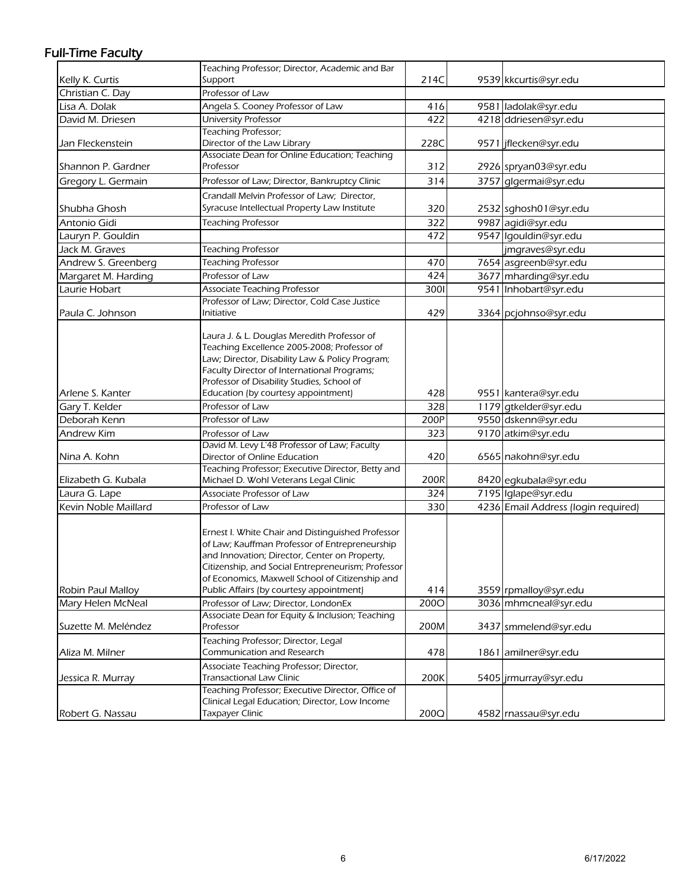## Full-Time Faculty

| Name | Title | Room | Ext. | Email |
|---|---|---|---|---|
| Kelly K. Curtis | Teaching Professor; Director, Academic and Bar Support | 214C | 9539 | kkcurtis@syr.edu |
| Christian C. Day | Professor of Law | | | |
| Lisa A. Dolak | Angela S. Cooney Professor of Law | 416 | 9581 | ladolak@syr.edu |
| David M. Driesen | University Professor | 422 | 4218 | ddriesen@syr.edu |
| Jan Fleckenstein | Teaching Professor; Director of the Law Library | 228C | 9571 | jflecken@syr.edu |
| Shannon P. Gardner | Associate Dean for Online Education; Teaching Professor | 312 | 2926 | spryan03@syr.edu |
| Gregory L. Germain | Professor of Law; Director, Bankruptcy Clinic | 314 | 3757 | glgermai@syr.edu |
| Shubha Ghosh | Crandall Melvin Professor of Law; Director, Syracuse Intellectual Property Law Institute | 320 | 2532 | sghosh01@syr.edu |
| Antonio Gidi | Teaching Professor | 322 | 9987 | agidi@syr.edu |
| Lauryn P. Gouldin | | 472 | 9547 | lgouldin@syr.edu |
| Jack M. Graves | Teaching Professor | | | jmgraves@syr.edu |
| Andrew S. Greenberg | Teaching Professor | 470 | 7654 | asgreenb@syr.edu |
| Margaret M. Harding | Professor of Law | 424 | 3677 | mharding@syr.edu |
| Laurie Hobart | Associate Teaching Professor | 300I | 9541 | lnhobart@syr.edu |
| Paula C. Johnson | Professor of Law; Director, Cold Case Justice Initiative | 429 | 3364 | pcjohnso@syr.edu |
| Arlene S. Kanter | Laura J. & L. Douglas Meredith Professor of Teaching Excellence 2005-2008; Professor of Law; Director, Disability Law & Policy Program; Faculty Director of International Programs; Professor of Disability Studies, School of Education (by courtesy appointment) | 428 | 9551 | kantera@syr.edu |
| Gary T. Kelder | Professor of Law | 328 | 1179 | gtkelder@syr.edu |
| Deborah Kenn | Professor of Law | 200P | 9550 | dskenn@syr.edu |
| Andrew Kim | Professor of Law | 323 | 9170 | atkim@syr.edu |
| Nina A. Kohn | David M. Levy L'48 Professor of Law; Faculty Director of Online Education | 420 | 6565 | nakohn@syr.edu |
| Elizabeth G. Kubala | Teaching Professor; Executive Director, Betty and Michael D. Wohl Veterans Legal Clinic | 200R | 8420 | egkubala@syr.edu |
| Laura G. Lape | Associate Professor of Law | 324 | 7195 | lglape@syr.edu |
| Kevin Noble Maillard | Professor of Law | 330 | 4236 | Email Address (login required) |
| Robin Paul Malloy | Ernest I. White Chair and Distinguished Professor of Law; Kauffman Professor of Entrepreneurship and Innovation; Director, Center on Property, Citizenship, and Social Entrepreneurism; Professor of Economics, Maxwell School of Citizenship and Public Affairs (by courtesy appointment) | 414 | 3559 | rpmalloy@syr.edu |
| Mary Helen McNeal | Professor of Law; Director, LondonEx | 200O | 3036 | mhmcneal@syr.edu |
| Suzette M. Meléndez | Associate Dean for Equity & Inclusion; Teaching Professor | 200M | 3437 | smmelend@syr.edu |
| Aliza M. Milner | Teaching Professor; Director, Legal Communication and Research | 478 | 1861 | amilner@syr.edu |
| Jessica R. Murray | Associate Teaching Professor; Director, Transactional Law Clinic | 200K | 5405 | jrmurray@syr.edu |
| Robert G. Nassau | Teaching Professor; Executive Director, Office of Clinical Legal Education; Director, Low Income Taxpayer Clinic | 200Q | 4582 | rnassau@syr.edu |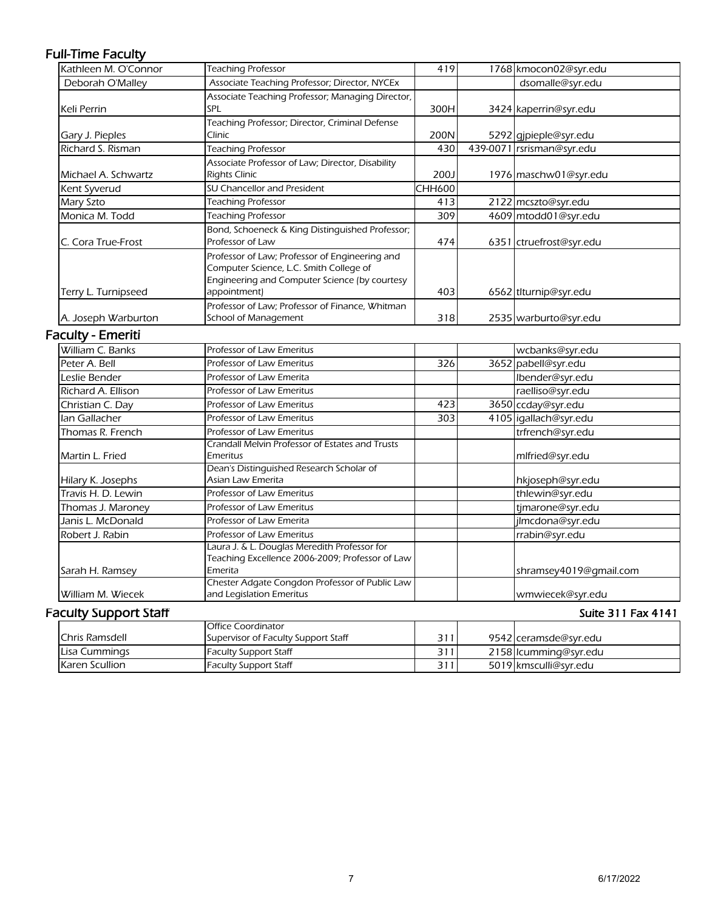## Full-Time Faculty

| Name | Title | Room | Phone | Email |
|---|---|---|---|---|
| Kathleen M. O'Connor | Teaching Professor | 419 | 1768 | kmocon02@syr.edu |
| Deborah O'Malley | Associate Teaching Professor; Director, NYCEx | | | dsomalle@syr.edu |
| Keli Perrin | Associate Teaching Professor; Managing Director, SPL | 300H | 3424 | kaperrin@syr.edu |
| Gary J. Pieples | Teaching Professor; Director, Criminal Defense Clinic | 200N | 5292 | gjpieple@syr.edu |
| Richard S. Risman | Teaching Professor | 430 | 439-0071 | rsrisman@syr.edu |
| Michael A. Schwartz | Associate Professor of Law; Director, Disability Rights Clinic | 200J | 1976 | maschw01@syr.edu |
| Kent Syverud | SU Chancellor and President | CHH600 | | |
| Mary Szto | Teaching Professor | 413 | 2122 | mcszto@syr.edu |
| Monica M. Todd | Teaching Professor | 309 | 4609 | mtodd01@syr.edu |
| C. Cora True-Frost | Bond, Schoeneck & King Distinguished Professor; Professor of Law | 474 | 6351 | ctruefrost@syr.edu |
| Terry L. Turnipseed | Professor of Law; Professor of Engineering and Computer Science, L.C. Smith College of Engineering and Computer Science (by courtesy appointment) | 403 | 6562 | tlturnip@syr.edu |
| A. Joseph Warburton | Professor of Law; Professor of Finance, Whitman School of Management | 318 | 2535 | warburto@syr.edu |

## Faculty - Emeriti

| Name | Title | Room | Phone | Email |
|---|---|---|---|---|
| William C. Banks | Professor of Law Emeritus | | | wcbanks@syr.edu |
| Peter A. Bell | Professor of Law Emeritus | 326 | 3652 | pabell@syr.edu |
| Leslie Bender | Professor of Law Emerita | | | lbender@syr.edu |
| Richard A. Ellison | Professor of Law Emeritus | | | raelliso@syr.edu |
| Christian C. Day | Professor of Law Emeritus | 423 | 3650 | ccday@syr.edu |
| Ian Gallacher | Professor of Law Emeritus | 303 | 4105 | igallach@syr.edu |
| Thomas R. French | Professor of Law Emeritus | | | trfrench@syr.edu |
| Martin L. Fried | Crandall Melvin Professor of Estates and Trusts Emeritus | | | mlfried@syr.edu |
| Hilary K. Josephs | Dean's Distinguished Research Scholar of Asian Law Emerita | | | hkjoseph@syr.edu |
| Travis H. D. Lewin | Professor of Law Emeritus | | | thlewin@syr.edu |
| Thomas J. Maroney | Professor of Law Emeritus | | | tjmarone@syr.edu |
| Janis L. McDonald | Professor of Law Emerita | | | jlmcdona@syr.edu |
| Robert J. Rabin | Professor of Law Emeritus | | | rrabin@syr.edu |
| Sarah H. Ramsey | Laura J. & L. Douglas Meredith Professor for Teaching Excellence 2006-2009; Professor of Law Emerita | | | shramsey4019@gmail.com |
| William M. Wiecek | Chester Adgate Congdon Professor of Public Law and Legislation Emeritus | | | wmwiecek@syr.edu |

## Faculty Support Staff

Suite 311 Fax 4141

| Name | Title | Room | Phone | Email |
|---|---|---|---|---|
| Chris Ramsdell | Office Coordinator<br>Supervisor of Faculty Support Staff | 311 | 9542 | ceramsde@syr.edu |
| Lisa Cummings | Faculty Support Staff | 311 | 2158 | lcumming@syr.edu |
| Karen Scullion | Faculty Support Staff | 311 | 5019 | kmsculli@syr.edu |

6/17/2022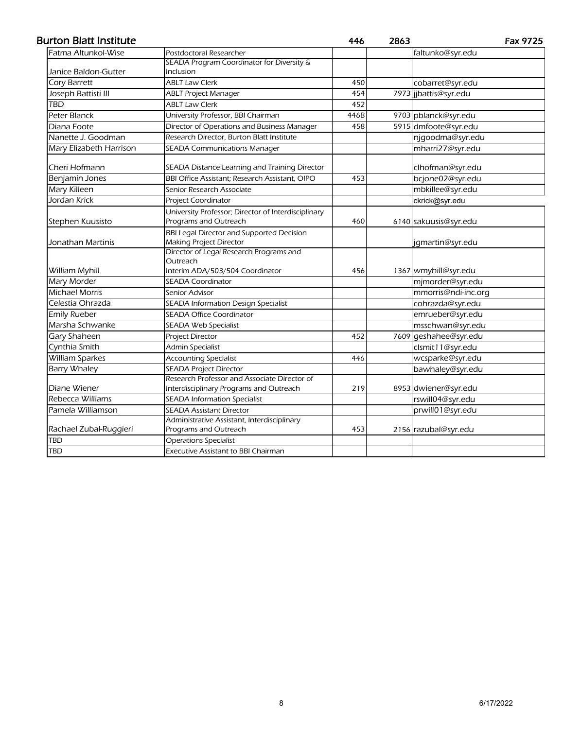## Burton Blatt Institute

| | | 446 | 2863 | Fax 9725 |
|---|---|---|---|---|
| Fatma Altunkol-Wise | Postdoctoral Researcher | | | faltunko@syr.edu |
| Janice Baldon-Gutter | SEADA Program Coordinator for Diversity & Inclusion | | | |
| Cory Barrett | ABLT Law Clerk | 450 | | cobarret@syr.edu |
| Joseph Battisti III | ABLT Project Manager | 454 | 7973 | jjbattis@syr.edu |
| TBD | ABLT Law Clerk | 452 | | |
| Peter Blanck | University Professor, BBI Chairman | 446B | 9703 | pblanck@syr.edu |
| Diana Foote | Director of Operations and Business Manager | 458 | 5915 | dmfoote@syr.edu |
| Nanette J. Goodman | Research Director, Burton Blatt Institute | | | njgoodma@syr.edu |
| Mary Elizabeth Harrison | SEADA Communications Manager | | | mharri27@syr.edu |
| Cheri Hofmann | SEADA Distance Learning and Training Director | | | clhofman@syr.edu |
| Benjamin Jones | BBI Office Assistant; Research Assistant, OIPO | 453 | | bcjone02@syr.edu |
| Mary Killeen | Senior Research Associate | | | mbkillee@syr.edu |
| Jordan Krick | Project Coordinator | | | ckrick@syr.edu |
| Stephen Kuusisto | University Professor; Director of Interdisciplinary Programs and Outreach | 460 | 6140 | sakuusis@syr.edu |
| Jonathan Martinis | BBI Legal Director and Supported Decision Making Project Director | | | jgmartin@syr.edu |
| William Myhill | Director of Legal Research Programs and Outreach Interim ADA/503/504 Coordinator | 456 | 1367 | wmyhill@syr.edu |
| Mary Morder | SEADA Coordinator | | | mjmorder@syr.edu |
| Michael Morris | Senior Advisor | | | mmorris@ndi-inc.org |
| Celestia Ohrazda | SEADA Information Design Specialist | | | cohrazda@syr.edu |
| Emily Rueber | SEADA Office Coordinator | | | emrueber@syr.edu |
| Marsha Schwanke | SEADA Web Specialist | | | msschwan@syr.edu |
| Gary Shaheen | Project Director | 452 | 7609 | geshahee@syr.edu |
| Cynthia Smith | Admin Specialist | | | clsmit11@syr.edu |
| William Sparkes | Accounting Specialist | 446 | | wcsparke@syr.edu |
| Barry Whaley | SEADA Project Director | | | bawhaley@syr.edu |
| Diane Wiener | Research Professor and Associate Director of Interdisciplinary Programs and Outreach | 219 | 8953 | dwiener@syr.edu |
| Rebecca Williams | SEADA Information Specialist | | | rswill04@syr.edu |
| Pamela Williamson | SEADA Assistant Director | | | prwill01@syr.edu |
| Rachael Zubal-Ruggieri | Administrative Assistant, Interdisciplinary Programs and Outreach | 453 | 2156 | razubal@syr.edu |
| TBD | Operations Specialist | | | |
| TBD | Executive Assistant to BBI Chairman | | | |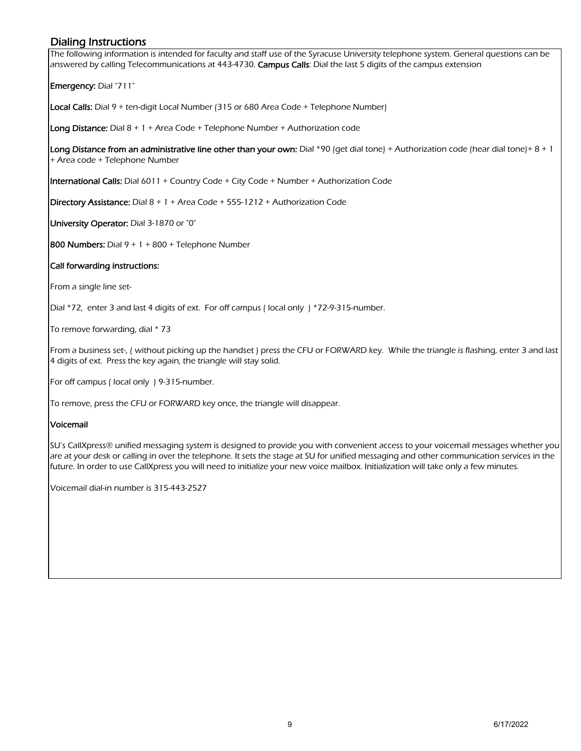## Dialing Instructions

The following information is intended for faculty and staff use of the Syracuse University telephone system. General questions can be answered by calling Telecommunications at 443-4730. **Campus Calls**: Dial the last 5 digits of the campus extension

**Emergency:** Dial "711"

**Local Calls:** Dial 9 + ten-digit Local Number (315 or 680 Area Code + Telephone Number)

**Long Distance:** Dial 8 + 1 + Area Code + Telephone Number + Authorization code

**Long Distance from an administrative line other than your own:** Dial *90 (get dial tone) + Authorization code (hear dial tone)+ 8 + 1 + Area code + Telephone Number

**International Calls:** Dial 6011 + Country Code + City Code + Number + Authorization Code

**Directory Assistance:** Dial 8 + 1 + Area Code + 555-1212 + Authorization Code

**University Operator:** Dial 3-1870 or "0"

**800 Numbers:** Dial 9 + 1 + 800 + Telephone Number

**Call forwarding instructions:**

From a single line set-

Dial *72, enter 3 and last 4 digits of ext. For off campus ( local only ) *72-9-315-number.

To remove forwarding, dial * 73

From a business set-, ( without picking up the handset ) press the CFU or FORWARD key. While the triangle is flashing, enter 3 and last 4 digits of ext. Press the key again, the triangle will stay solid.

For off campus ( local only ) 9-315-number.

To remove, press the CFU or FORWARD key once, the triangle will disappear.

**Voicemail**

SU's CallXpress® unified messaging system is designed to provide you with convenient access to your voicemail messages whether you are at your desk or calling in over the telephone. It sets the stage at SU for unified messaging and other communication services in the future. In order to use CallXpress you will need to initialize your new voice mailbox. Initialization will take only a few minutes.

Voicemail dial-in number is 315-443-2527